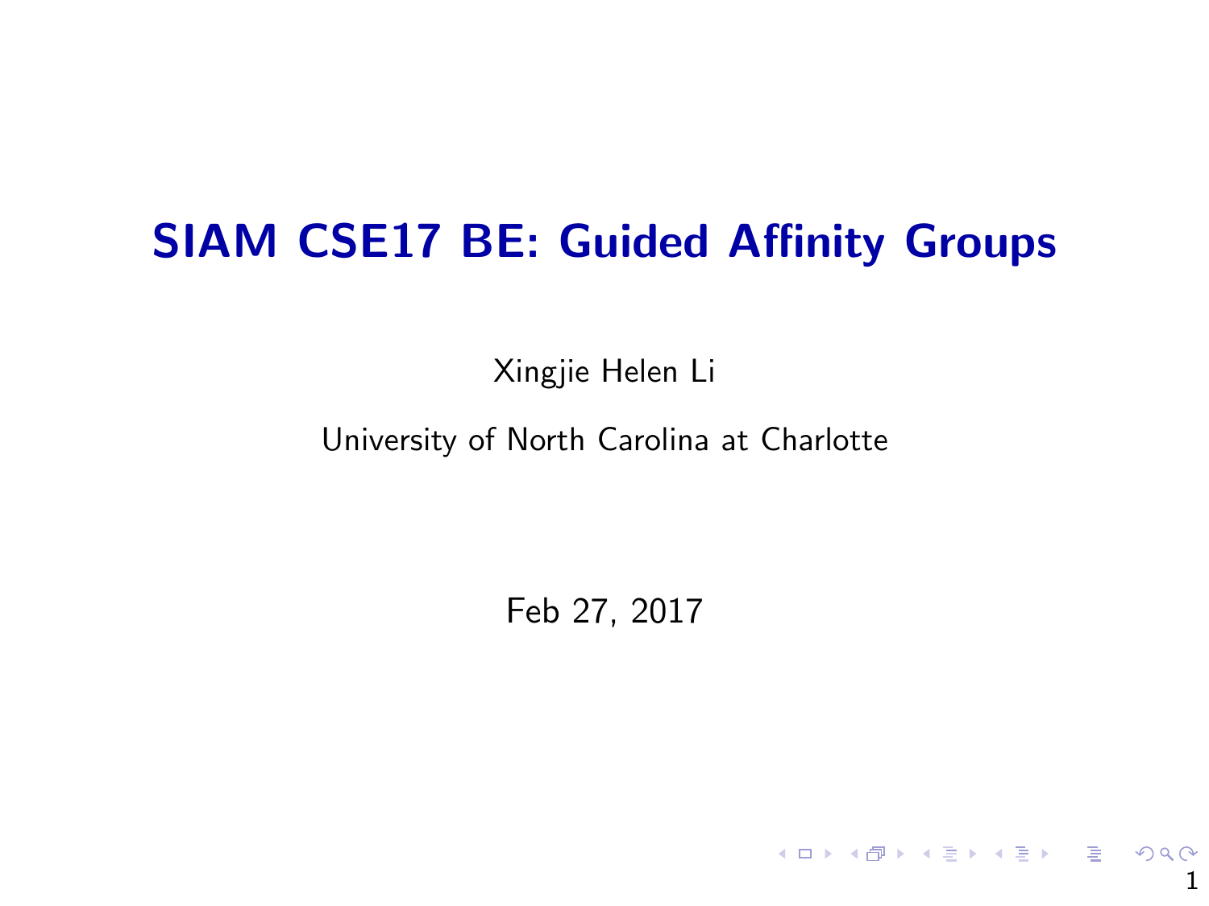# SIAM CSE17 BE: Guided Affinity Groups

Xingjie Helen Li

University of North Carolina at Charlotte

Feb 27, 2017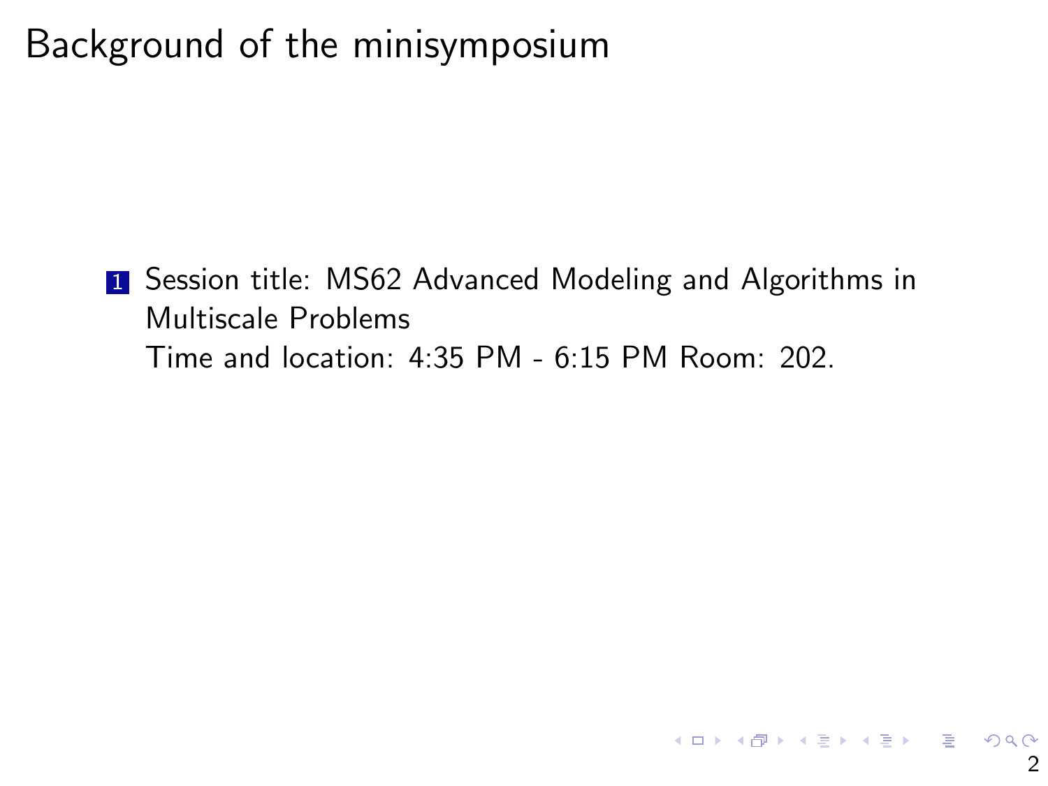# Background of the minisymposium

1. Session title: MS62 Advanced Modeling and Algorithms in Multiscale Problems
   Time and location: 4:35 PM - 6:15 PM Room: 202.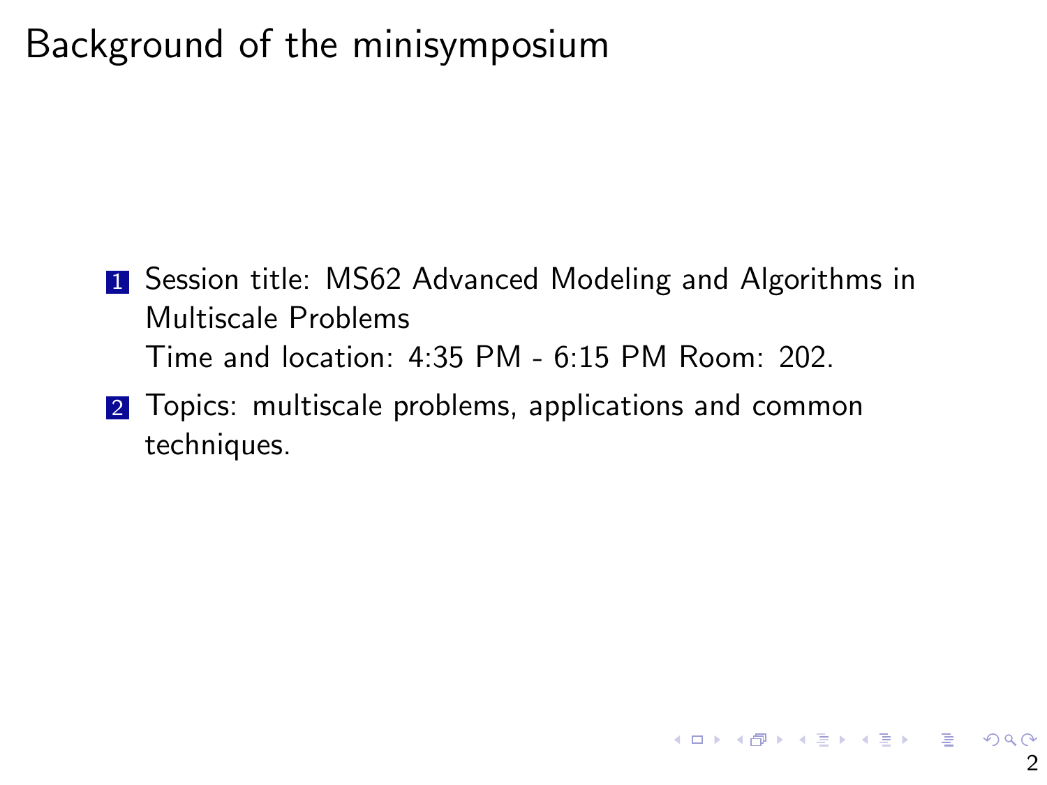# Background of the minisymposium

1. Session title: MS62 Advanced Modeling and Algorithms in Multiscale Problems
   Time and location: 4:35 PM - 6:15 PM Room: 202.
2. Topics: multiscale problems, applications and common techniques.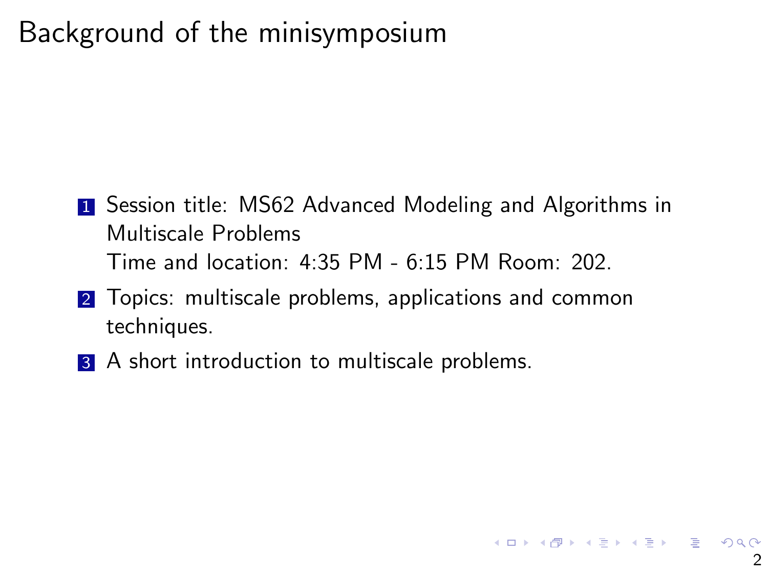# Background of the minisymposium

1. Session title: MS62 Advanced Modeling and Algorithms in Multiscale Problems
   Time and location: 4:35 PM - 6:15 PM Room: 202.
2. Topics: multiscale problems, applications and common techniques.
3. A short introduction to multiscale problems.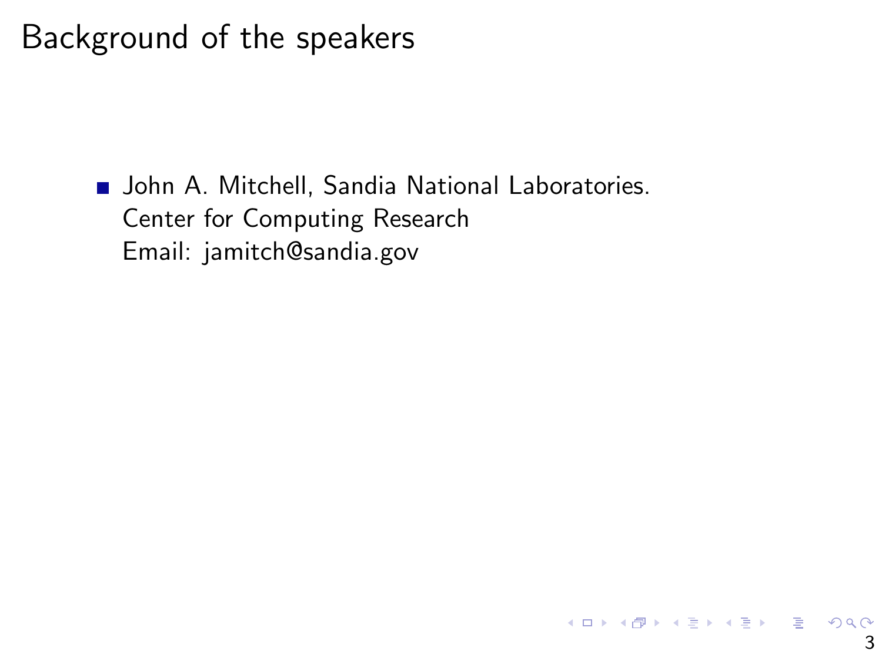# Background of the speakers

- John A. Mitchell, Sandia National Laboratories.
  Center for Computing Research
  Email: jamitch@sandia.gov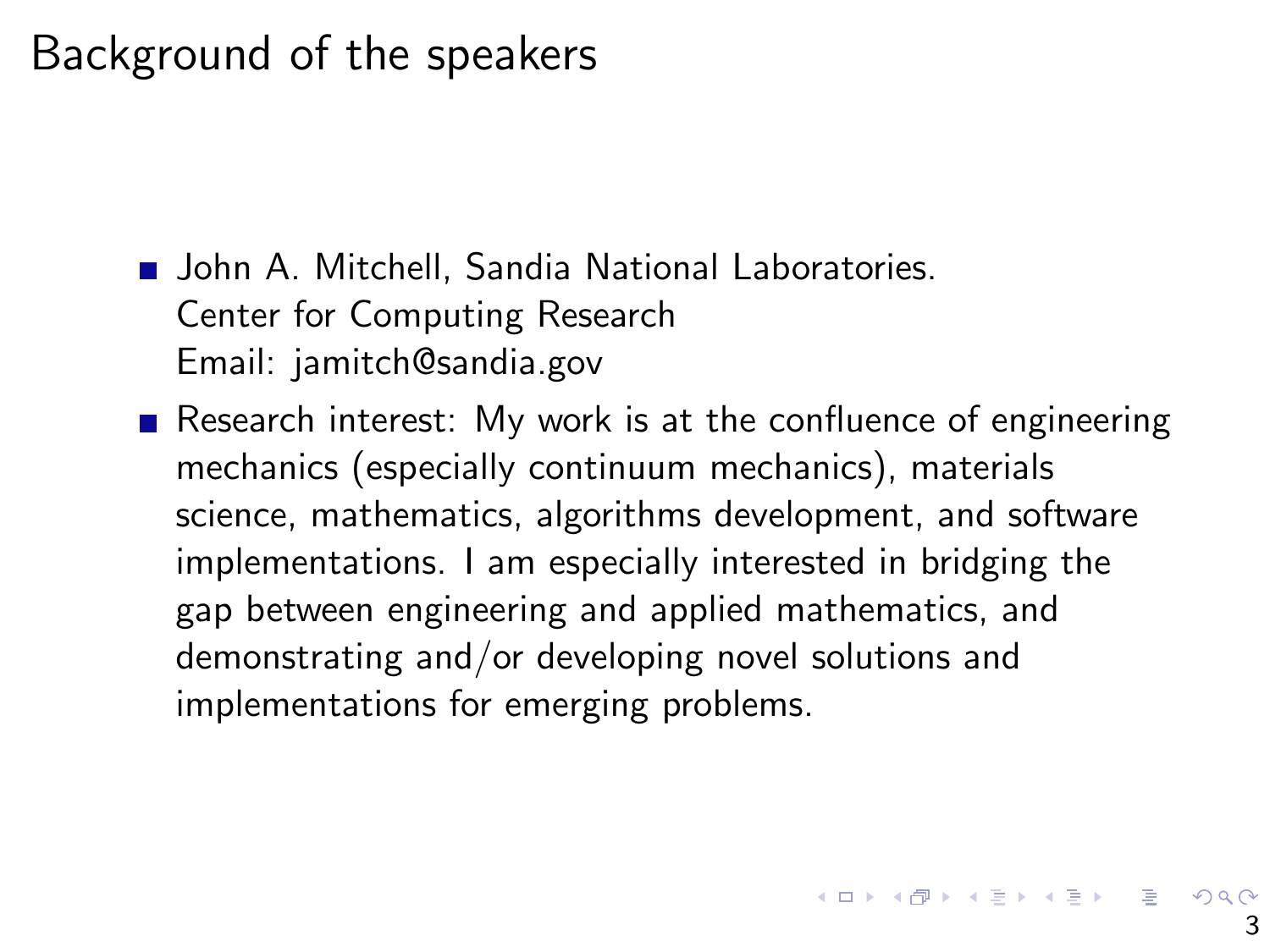# Background of the speakers

- John A. Mitchell, Sandia National Laboratories.
  Center for Computing Research
  Email: jamitch@sandia.gov
- Research interest: My work is at the confluence of engineering mechanics (especially continuum mechanics), materials science, mathematics, algorithms development, and software implementations. I am especially interested in bridging the gap between engineering and applied mathematics, and demonstrating and/or developing novel solutions and implementations for emerging problems.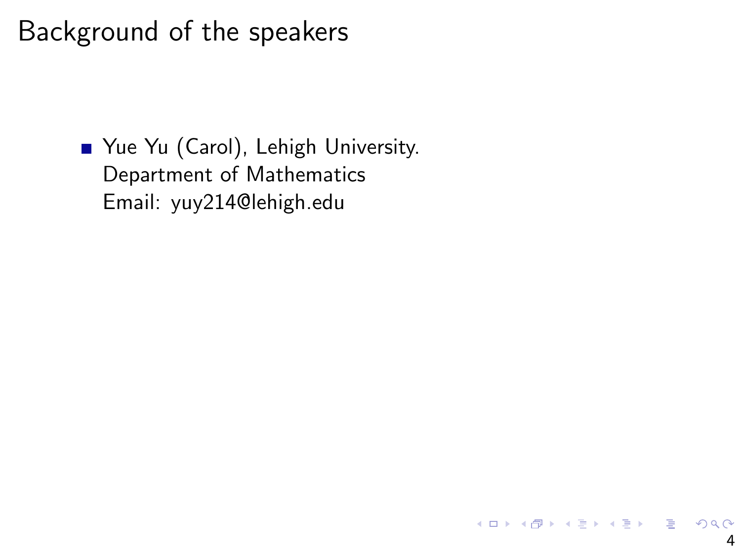# Background of the speakers

- Yue Yu (Carol), Lehigh University.
  Department of Mathematics
  Email: yuy214@lehigh.edu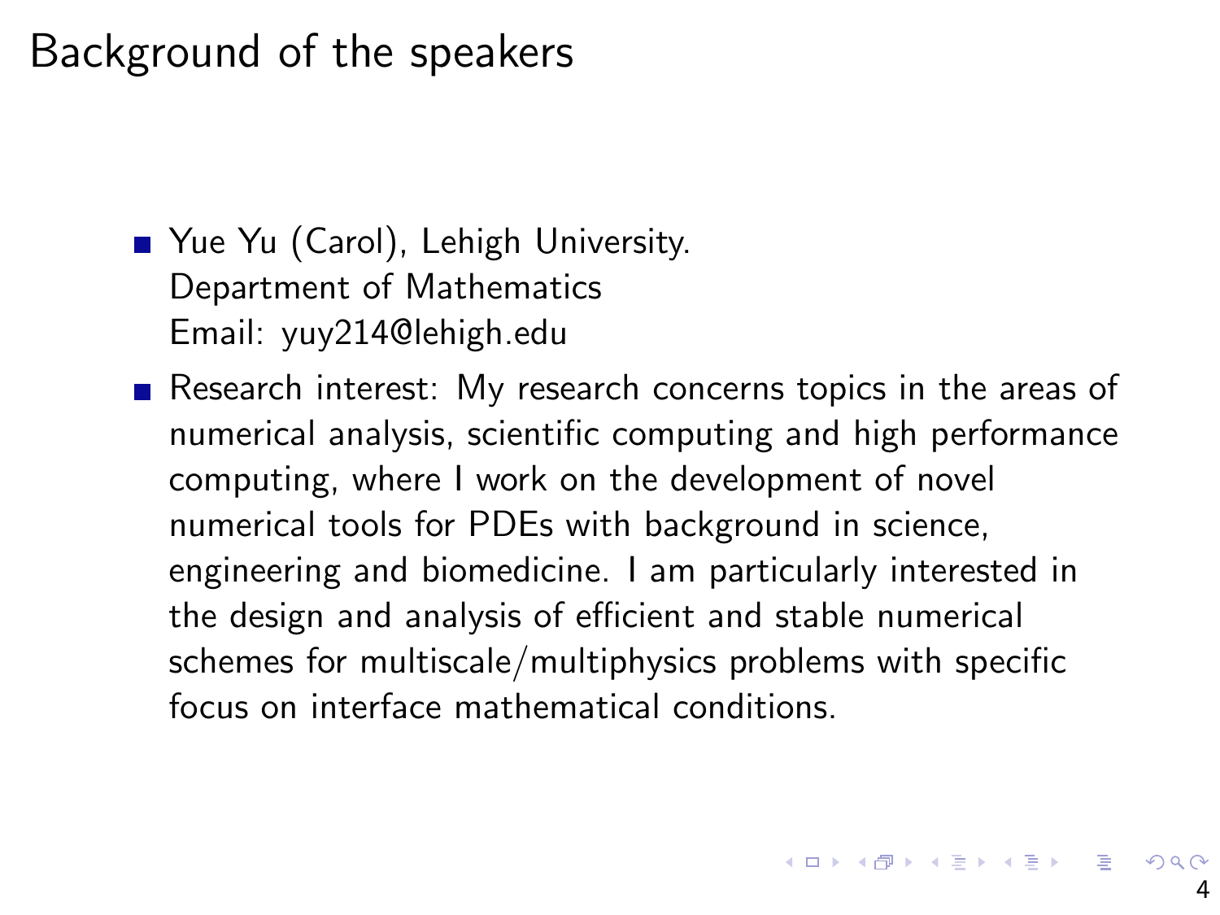# Background of the speakers

- Yue Yu (Carol), Lehigh University.
  Department of Mathematics
  Email: yuy214@lehigh.edu
- Research interest: My research concerns topics in the areas of numerical analysis, scientific computing and high performance computing, where I work on the development of novel numerical tools for PDEs with background in science, engineering and biomedicine. I am particularly interested in the design and analysis of efficient and stable numerical schemes for multiscale/multiphysics problems with specific focus on interface mathematical conditions.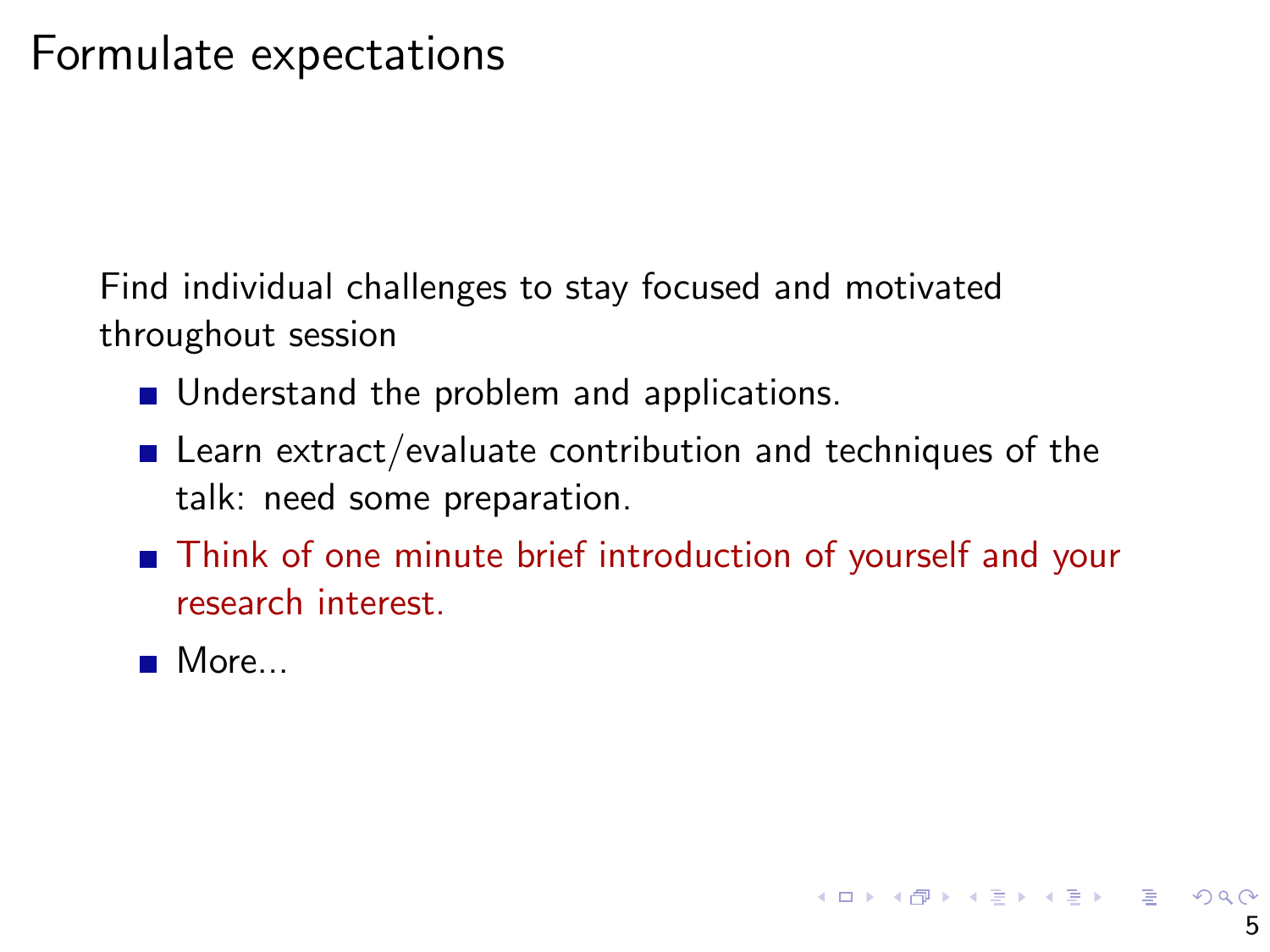# Formulate expectations

Find individual challenges to stay focused and motivated throughout session

- Understand the problem and applications.
- Learn extract/evaluate contribution and techniques of the talk: need some preparation.
- Think of one minute brief introduction of yourself and your research interest.
- More...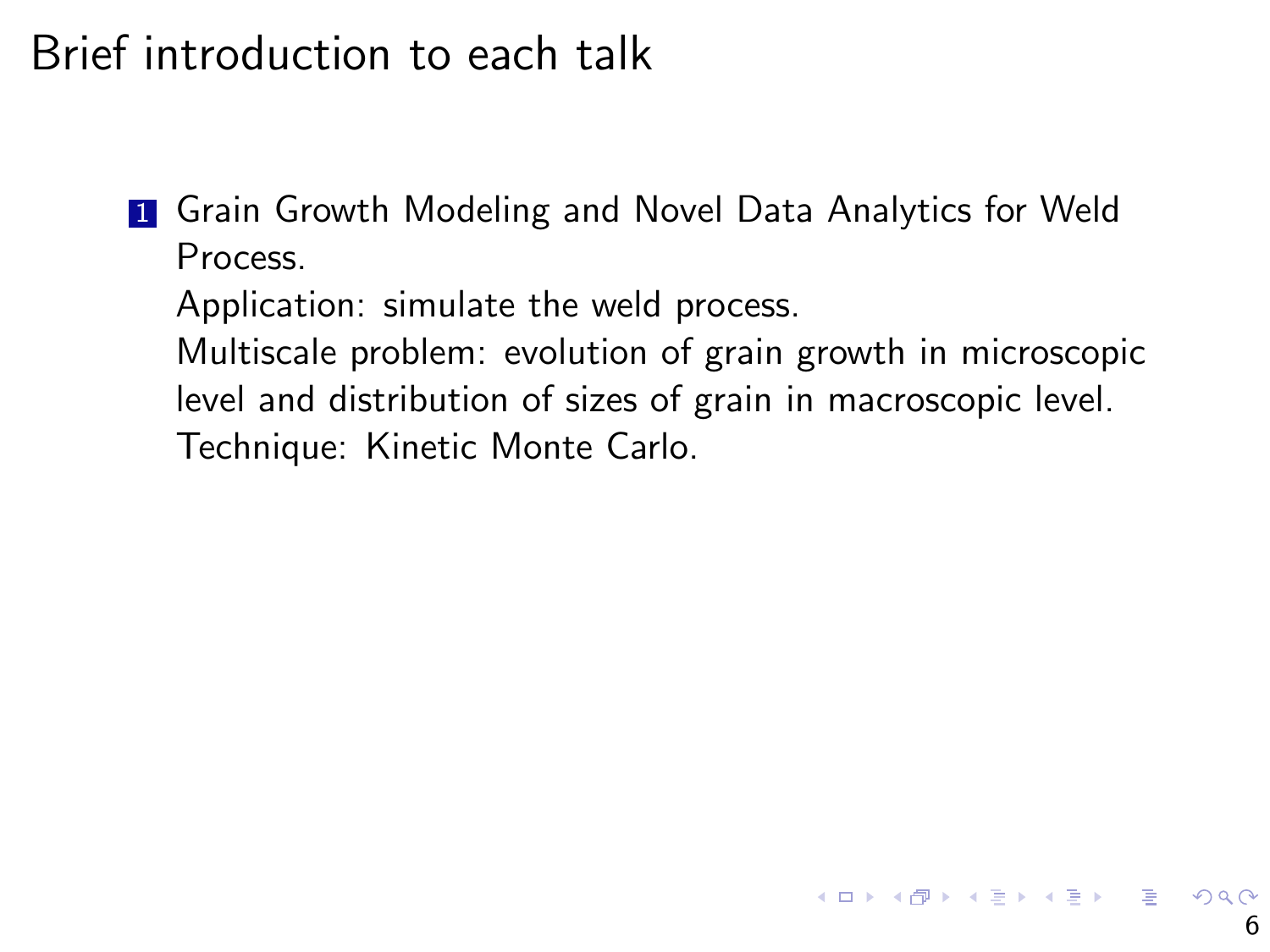# Brief introduction to each talk

1. Grain Growth Modeling and Novel Data Analytics for Weld Process.
   Application: simulate the weld process.
   Multiscale problem: evolution of grain growth in microscopic level and distribution of sizes of grain in macroscopic level.
   Technique: Kinetic Monte Carlo.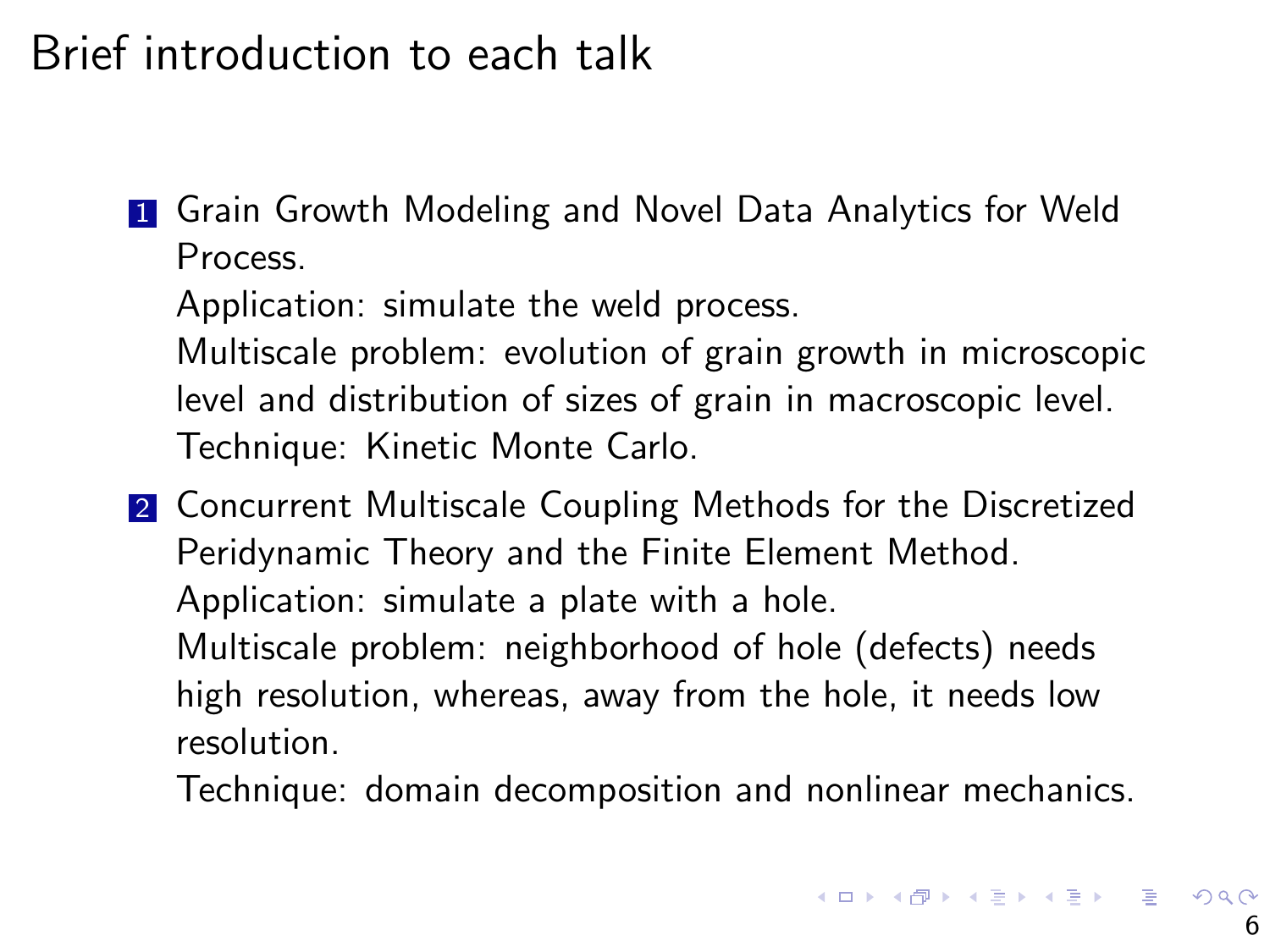# Brief introduction to each talk

1. Grain Growth Modeling and Novel Data Analytics for Weld Process.
   Application: simulate the weld process.
   Multiscale problem: evolution of grain growth in microscopic level and distribution of sizes of grain in macroscopic level.
   Technique: Kinetic Monte Carlo.
2. Concurrent Multiscale Coupling Methods for the Discretized Peridynamic Theory and the Finite Element Method.
   Application: simulate a plate with a hole.
   Multiscale problem: neighborhood of hole (defects) needs high resolution, whereas, away from the hole, it needs low resolution.
   Technique: domain decomposition and nonlinear mechanics.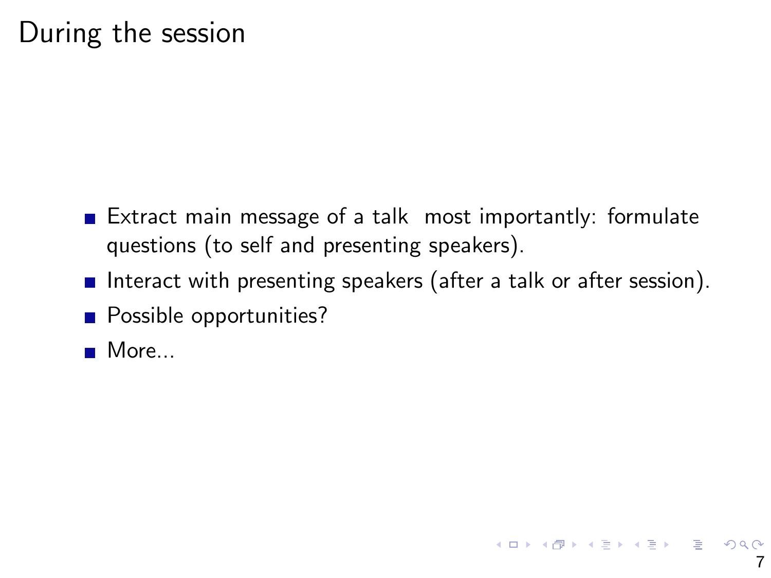# During the session

- Extract main message of a talk most importantly: formulate questions (to self and presenting speakers).
- Interact with presenting speakers (after a talk or after session).
- Possible opportunities?
- More...